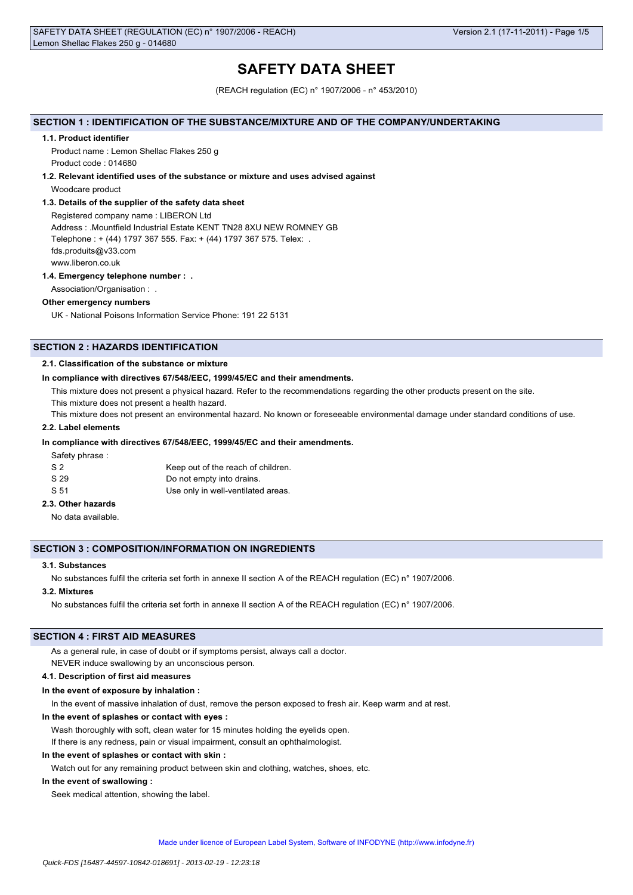# SAFETY DATA SHEET

(REACH regulation (EC) n° 1907/2006 - n° 453/2010)

## SECTION 1 : IDENTIFICATION OF THE SUBSTANCE/MIXTURE AND OF THE COMPANY/UNDERTAKING

### 1.1. Product identifier

Product name : Lemon Shellac Flakes 250 g

Product code : 014680

### 1.2. Relevant identified uses of the substance or mixture and uses advised against

Woodcare product

### 1.3. Details of the supplier of the safety data sheet

Registered company name : LIBERON Ltd

Address : .Mountfield Industrial Estate KENT TN28 8XU NEW ROMNEY GB

Telephone : + (44) 1797 367 555. Fax: + (44) 1797 367 575. Telex: .

fds.produits@v33.com

www.liberon.co.uk

### 1.4. Emergency telephone number : .

Association/Organisation : .

**Other emergency numbers**

UK - National Poisons Information Service Phone: 191 22 5131

## SECTION 2 : HAZARDS IDENTIFICATION

### 2.1. Classification of the substance or mixture

**In compliance with directives 67/548/EEC, 1999/45/EC and their amendments.**

This mixture does not present a physical hazard. Refer to the recommendations regarding the other products present on the site.

This mixture does not present a health hazard.

This mixture does not present an environmental hazard. No known or foreseeable environmental damage under standard conditions of use.

### 2.2. Label elements

**In compliance with directives 67/548/EEC, 1999/45/EC and their amendments.**

Safety phrase :

| | |
|---|---|
| S 2 | Keep out of the reach of children. |
| S 29 | Do not empty into drains. |
| S 51 | Use only in well-ventilated areas. |

### 2.3. Other hazards

No data available.

## SECTION 3 : COMPOSITION/INFORMATION ON INGREDIENTS

### 3.1. Substances

No substances fulfil the criteria set forth in annexe II section A of the REACH regulation (EC) n° 1907/2006.

### 3.2. Mixtures

No substances fulfil the criteria set forth in annexe II section A of the REACH regulation (EC) n° 1907/2006.

## SECTION 4 : FIRST AID MEASURES

As a general rule, in case of doubt or if symptoms persist, always call a doctor.

NEVER induce swallowing by an unconscious person.

### 4.1. Description of first aid measures

**In the event of exposure by inhalation :**

In the event of massive inhalation of dust, remove the person exposed to fresh air. Keep warm and at rest.

**In the event of splashes or contact with eyes :**

Wash thoroughly with soft, clean water for 15 minutes holding the eyelids open.

If there is any redness, pain or visual impairment, consult an ophthalmologist.

**In the event of splashes or contact with skin :**

Watch out for any remaining product between skin and clothing, watches, shoes, etc.

**In the event of swallowing :**

Seek medical attention, showing the label.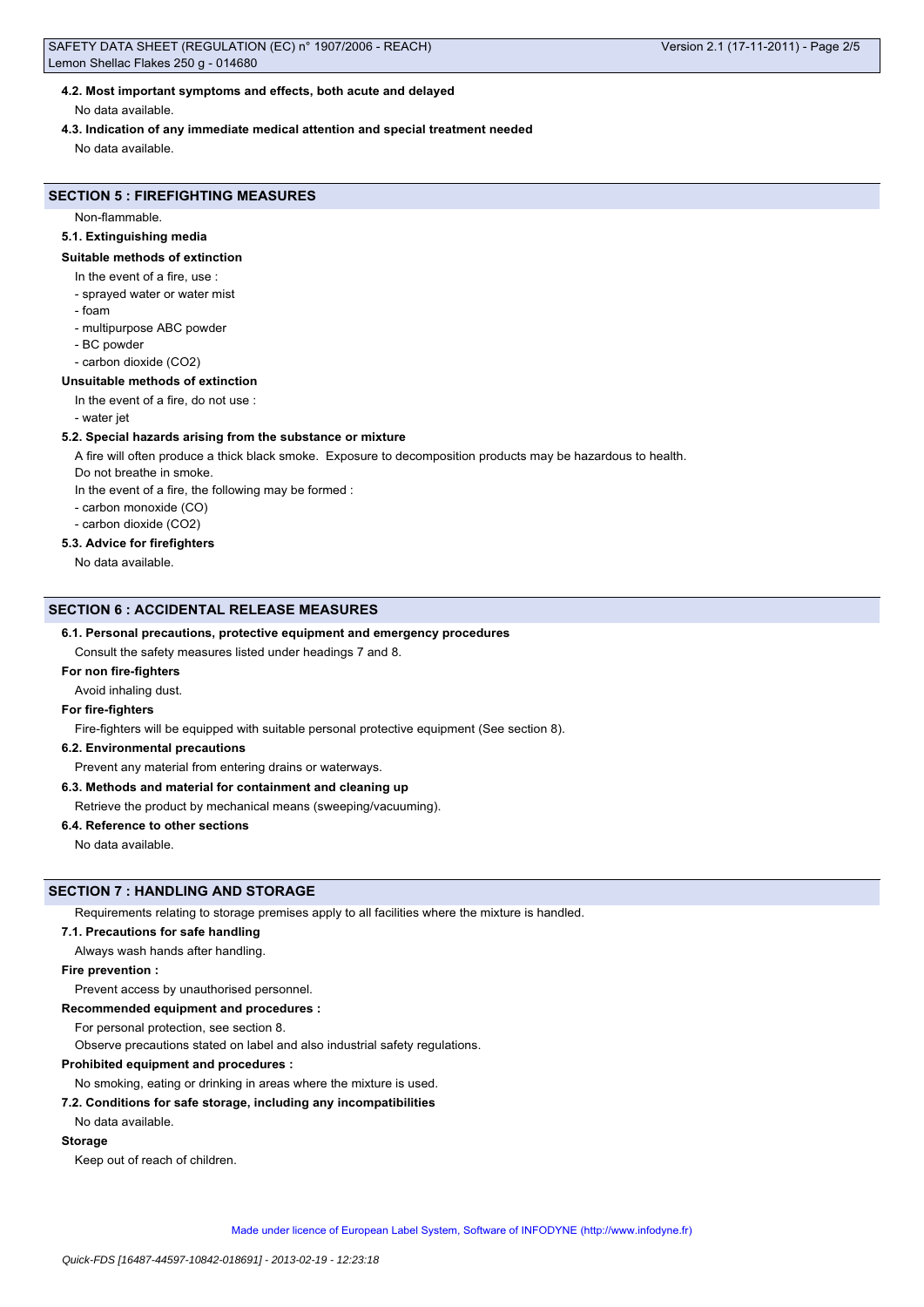#### 4.2. Most important symptoms and effects, both acute and delayed

No data available.

#### 4.3. Indication of any immediate medical attention and special treatment needed

No data available.

## SECTION 5 : FIREFIGHTING MEASURES

Non-flammable.

#### 5.1. Extinguishing media

**Suitable methods of extinction**

In the event of a fire, use :

- sprayed water or water mist
- foam
- multipurpose ABC powder
- BC powder
- carbon dioxide ($CO_2$)

**Unsuitable methods of extinction**

In the event of a fire, do not use :

- water jet

#### 5.2. Special hazards arising from the substance or mixture

A fire will often produce a thick black smoke. Exposure to decomposition products may be hazardous to health.

Do not breathe in smoke.

In the event of a fire, the following may be formed :

- carbon monoxide (CO)
- carbon dioxide ($CO_2$)

#### 5.3. Advice for firefighters

No data available.

## SECTION 6 : ACCIDENTAL RELEASE MEASURES

#### 6.1. Personal precautions, protective equipment and emergency procedures

Consult the safety measures listed under headings 7 and 8.

**For non fire-fighters**

Avoid inhaling dust.

**For fire-fighters**

Fire-fighters will be equipped with suitable personal protective equipment (See section 8).

#### 6.2. Environmental precautions

Prevent any material from entering drains or waterways.

#### 6.3. Methods and material for containment and cleaning up

Retrieve the product by mechanical means (sweeping/vacuuming).

#### 6.4. Reference to other sections

No data available.

## SECTION 7 : HANDLING AND STORAGE

Requirements relating to storage premises apply to all facilities where the mixture is handled.

#### 7.1. Precautions for safe handling

Always wash hands after handling.

**Fire prevention :**

Prevent access by unauthorised personnel.

**Recommended equipment and procedures :**

For personal protection, see section 8.

Observe precautions stated on label and also industrial safety regulations.

**Prohibited equipment and procedures :**

No smoking, eating or drinking in areas where the mixture is used.

#### 7.2. Conditions for safe storage, including any incompatibilities

No data available.

**Storage**

Keep out of reach of children.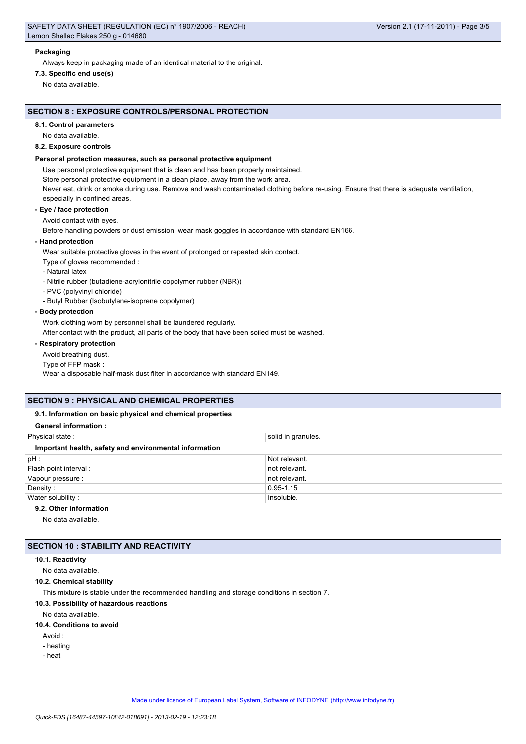#### Packaging

Always keep in packaging made of an identical material to the original.

#### 7.3. Specific end use(s)

No data available.

## SECTION 8 : EXPOSURE CONTROLS/PERSONAL PROTECTION

#### 8.1. Control parameters

No data available.

#### 8.2. Exposure controls

**Personal protection measures, such as personal protective equipment**

Use personal protective equipment that is clean and has been properly maintained.

Store personal protective equipment in a clean place, away from the work area.

Never eat, drink or smoke during use. Remove and wash contaminated clothing before re-using. Ensure that there is adequate ventilation, especially in confined areas.

**- Eye / face protection**

Avoid contact with eyes.

Before handling powders or dust emission, wear mask goggles in accordance with standard EN166.

**- Hand protection**

Wear suitable protective gloves in the event of prolonged or repeated skin contact.

Type of gloves recommended :

- Natural latex
- Nitrile rubber (butadiene-acrylonitrile copolymer rubber (NBR))
- PVC (polyvinyl chloride)
- Butyl Rubber (Isobutylene-isoprene copolymer)

**- Body protection**

Work clothing worn by personnel shall be laundered regularly.

After contact with the product, all parts of the body that have been soiled must be washed.

**- Respiratory protection**

Avoid breathing dust.

Type of FFP mask :

Wear a disposable half-mask dust filter in accordance with standard EN149.

## SECTION 9 : PHYSICAL AND CHEMICAL PROPERTIES

#### 9.1. Information on basic physical and chemical properties

**General information :**

| Physical state : | solid in granules. |
|---|---|

**Important health, safety and environmental information**

| pH : | Not relevant. |
|---|---|
| Flash point interval : | not relevant. |
| Vapour pressure : | not relevant. |
| Density : | 0.95-1.15 |
| Water solubility : | Insoluble. |

#### 9.2. Other information

No data available.

## SECTION 10 : STABILITY AND REACTIVITY

#### 10.1. Reactivity

No data available.

#### 10.2. Chemical stability

This mixture is stable under the recommended handling and storage conditions in section 7.

#### 10.3. Possibility of hazardous reactions

No data available.

#### 10.4. Conditions to avoid

Avoid :

- heating
- heat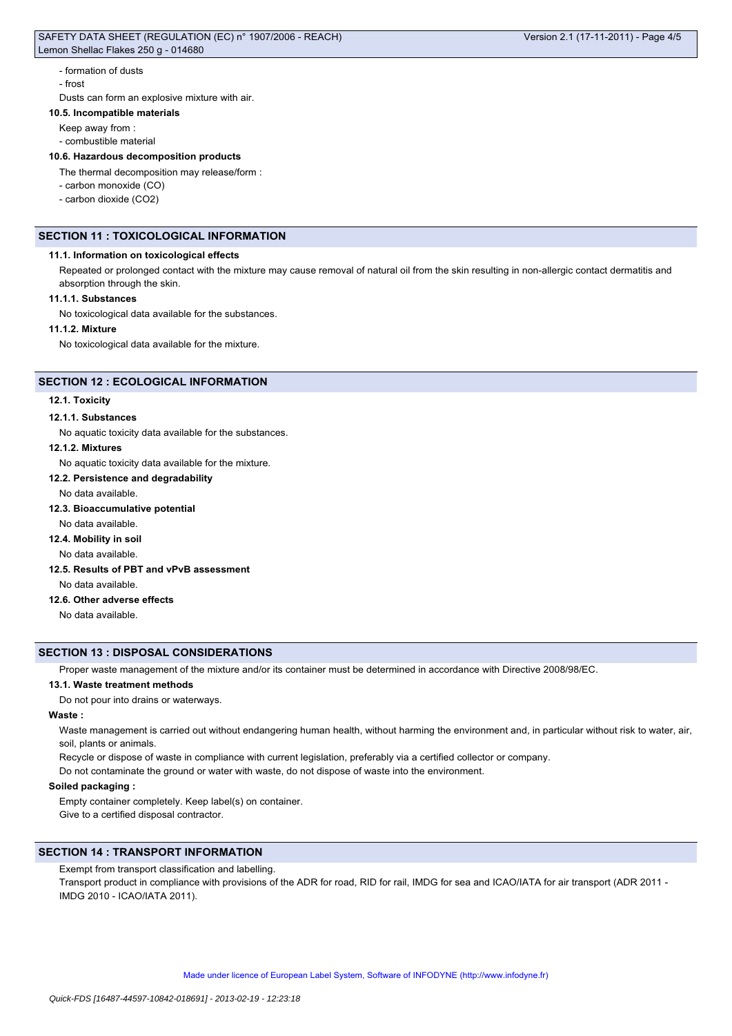- formation of dusts
- frost

Dusts can form an explosive mixture with air.

### 10.5. Incompatible materials

Keep away from :

- combustible material

### 10.6. Hazardous decomposition products

The thermal decomposition may release/form :

- carbon monoxide (CO)
- carbon dioxide ($CO_2$)

## SECTION 11 : TOXICOLOGICAL INFORMATION

### 11.1. Information on toxicological effects

Repeated or prolonged contact with the mixture may cause removal of natural oil from the skin resulting in non-allergic contact dermatitis and absorption through the skin.

#### 11.1.1. Substances

No toxicological data available for the substances.

#### 11.1.2. Mixture

No toxicological data available for the mixture.

## SECTION 12 : ECOLOGICAL INFORMATION

### 12.1. Toxicity

#### 12.1.1. Substances

No aquatic toxicity data available for the substances.

#### 12.1.2. Mixtures

No aquatic toxicity data available for the mixture.

### 12.2. Persistence and degradability

No data available.

### 12.3. Bioaccumulative potential

No data available.

### 12.4. Mobility in soil

No data available.

### 12.5. Results of PBT and vPvB assessment

No data available.

### 12.6. Other adverse effects

No data available.

## SECTION 13 : DISPOSAL CONSIDERATIONS

Proper waste management of the mixture and/or its container must be determined in accordance with Directive 2008/98/EC.

### 13.1. Waste treatment methods

Do not pour into drains or waterways.

**Waste :**

Waste management is carried out without endangering human health, without harming the environment and, in particular without risk to water, air, soil, plants or animals.

Recycle or dispose of waste in compliance with current legislation, preferably via a certified collector or company.

Do not contaminate the ground or water with waste, do not dispose of waste into the environment.

**Soiled packaging :**

Empty container completely. Keep label(s) on container.
Give to a certified disposal contractor.

## SECTION 14 : TRANSPORT INFORMATION

Exempt from transport classification and labelling.
Transport product in compliance with provisions of the ADR for road, RID for rail, IMDG for sea and ICAO/IATA for air transport (ADR 2011 - IMDG 2010 - ICAO/IATA 2011).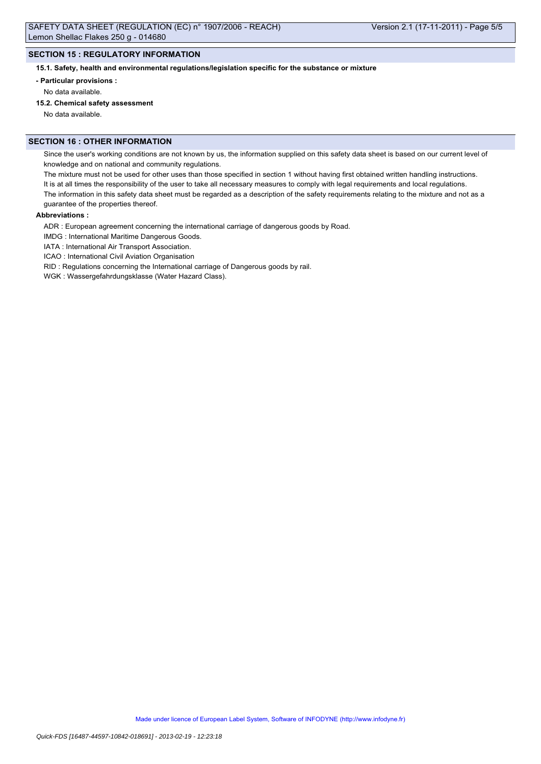## SECTION 15 : REGULATORY INFORMATION

### 15.1. Safety, health and environmental regulations/legislation specific for the substance or mixture

**- Particular provisions :**

No data available.

### 15.2. Chemical safety assessment

No data available.

## SECTION 16 : OTHER INFORMATION

Since the user's working conditions are not known by us, the information supplied on this safety data sheet is based on our current level of knowledge and on national and community regulations.

The mixture must not be used for other uses than those specified in section 1 without having first obtained written handling instructions.

It is at all times the responsibility of the user to take all necessary measures to comply with legal requirements and local regulations.

The information in this safety data sheet must be regarded as a description of the safety requirements relating to the mixture and not as a guarantee of the properties thereof.

**Abbreviations :**

ADR : European agreement concerning the international carriage of dangerous goods by Road.

IMDG : International Maritime Dangerous Goods.

IATA : International Air Transport Association.

ICAO : International Civil Aviation Organisation

RID : Regulations concerning the International carriage of Dangerous goods by rail.

WGK : Wassergefahrdungsklasse (Water Hazard Class).